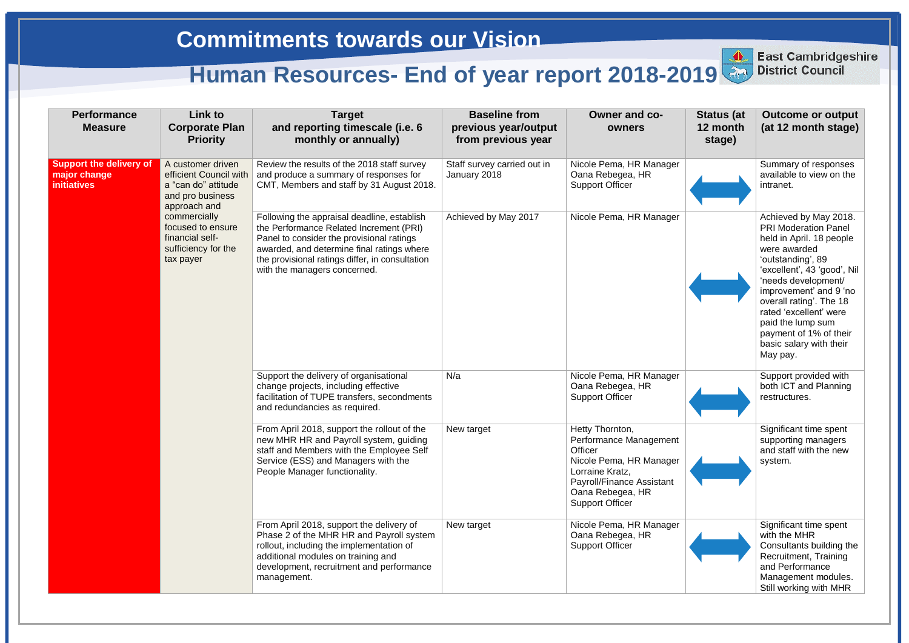# Commitments towards our Vision

## Human Resources- End of year report 2018-2019

East Cambridgeshire District Council

| Performance Measure | Link to Corporate Plan Priority | Target and reporting timescale (i.e. 6 monthly or annually) | Baseline from previous year/output from previous year | Owner and co-owners | Status (at 12 month stage) | Outcome or output (at 12 month stage) |
|---|---|---|---|---|---|---|
| **Support the delivery of major change initiatives** | A customer driven efficient Council with a "can do" attitude and pro business approach and commercially focused to ensure financial self-sufficiency for the tax payer | Review the results of the 2018 staff survey and produce a summary of responses for CMT, Members and staff by 31 August 2018. | Staff survey carried out in January 2018 | Nicole Pema, HR Manager Oana Rebegea, HR Support Officer | | Summary of responses available to view on the intranet. |
| | | Following the appraisal deadline, establish the Performance Related Increment (PRI) Panel to consider the provisional ratings awarded, and determine final ratings where the provisional ratings differ, in consultation with the managers concerned. | Achieved by May 2017 | Nicole Pema, HR Manager | | Achieved by May 2018. PRI Moderation Panel held in April. 18 people were awarded 'outstanding', 89 'excellent', 43 'good', Nil 'needs development/ improvement' and 9 'no overall rating'. The 18 rated 'excellent' were paid the lump sum payment of 1% of their basic salary with their May pay. |
| | | Support the delivery of organisational change projects, including effective facilitation of TUPE transfers, secondments and redundancies as required. | N/a | Nicole Pema, HR Manager Oana Rebegea, HR Support Officer | | Support provided with both ICT and Planning restructures. |
| | | From April 2018, support the rollout of the new MHR HR and Payroll system, guiding staff and Members with the Employee Self Service (ESS) and Managers with the People Manager functionality. | New target | Hetty Thornton, Performance Management Officer Nicole Pema, HR Manager Lorraine Kratz, Payroll/Finance Assistant Oana Rebegea, HR Support Officer | | Significant time spent supporting managers and staff with the new system. |
| | | From April 2018, support the delivery of Phase 2 of the MHR HR and Payroll system rollout, including the implementation of additional modules on training and development, recruitment and performance management. | New target | Nicole Pema, HR Manager Oana Rebegea, HR Support Officer | | Significant time spent with the MHR Consultants building the Recruitment, Training and Performance Management modules. Still working with MHR |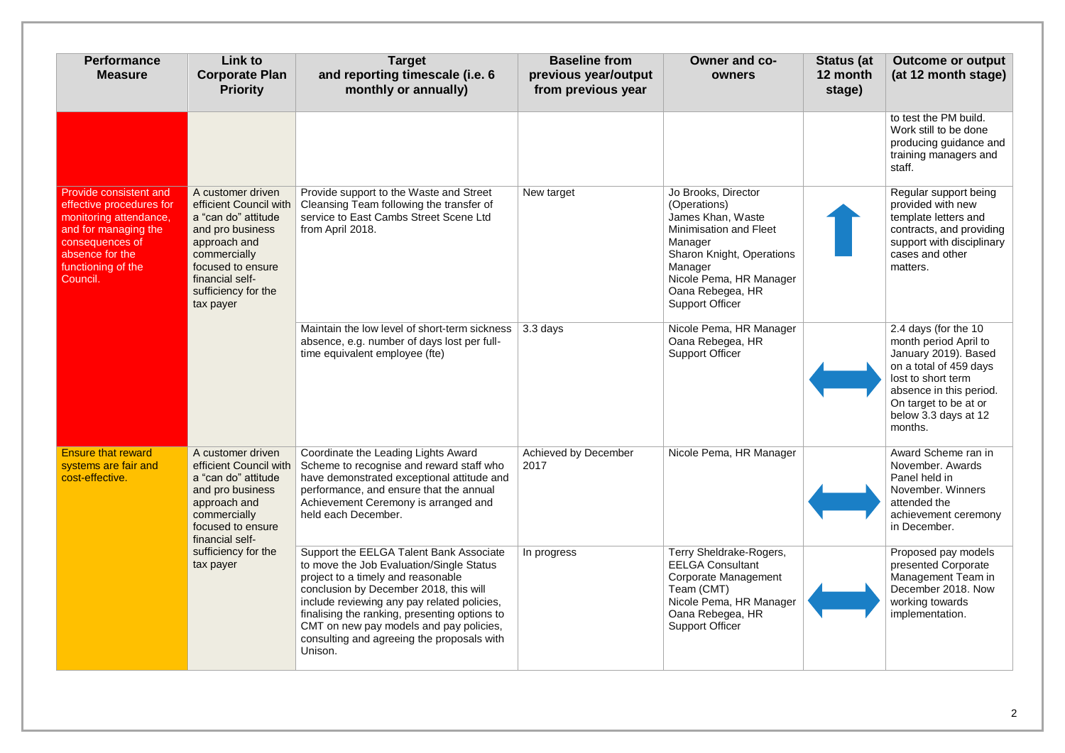| Performance Measure | Link to Corporate Plan Priority | Target and reporting timescale (i.e. 6 monthly or annually) | Baseline from previous year/output from previous year | Owner and co-owners | Status (at 12 month stage) | Outcome or output (at 12 month stage) |
|---|---|---|---|---|---|---|
| | | | | | | to test the PM build. Work still to be done producing guidance and training managers and staff. |
| Provide consistent and effective procedures for monitoring attendance, and for managing the consequences of absence for the functioning of the Council. | A customer driven efficient Council with a "can do" attitude and pro business approach and commercially focused to ensure financial self-sufficiency for the tax payer | Provide support to the Waste and Street Cleansing Team following the transfer of service to East Cambs Street Scene Ltd from April 2018. | New target | Jo Brooks, Director (Operations) James Khan, Waste Minimisation and Fleet Manager Sharon Knight, Operations Manager Nicole Pema, HR Manager Oana Rebegea, HR Support Officer | ↑ | Regular support being provided with new template letters and contracts, and providing support with disciplinary cases and other matters. |
| | | Maintain the low level of short-term sickness absence, e.g. number of days lost per full-time equivalent employee (fte) | 3.3 days | Nicole Pema, HR Manager Oana Rebegea, HR Support Officer | ↔ | 2.4 days (for the 10 month period April to January 2019). Based on a total of 459 days lost to short term absence in this period. On target to be at or below 3.3 days at 12 months. |
| Ensure that reward systems are fair and cost-effective. | A customer driven efficient Council with a "can do" attitude and pro business approach and commercially focused to ensure financial self-sufficiency for the tax payer | Coordinate the Leading Lights Award Scheme to recognise and reward staff who have demonstrated exceptional attitude and performance, and ensure that the annual Achievement Ceremony is arranged and held each December. | Achieved by December 2017 | Nicole Pema, HR Manager | ↔ | Award Scheme ran in November. Awards Panel held in November. Winners attended the achievement ceremony in December. |
| | | Support the EELGA Talent Bank Associate to move the Job Evaluation/Single Status project to a timely and reasonable conclusion by December 2018, this will include reviewing any pay related policies, finalising the ranking, presenting options to CMT on new pay models and pay policies, consulting and agreeing the proposals with Unison. | In progress | Terry Sheldrake-Rogers, EELGA Consultant Corporate Management Team (CMT) Nicole Pema, HR Manager Oana Rebegea, HR Support Officer | ↔ | Proposed pay models presented Corporate Management Team in December 2018. Now working towards implementation. |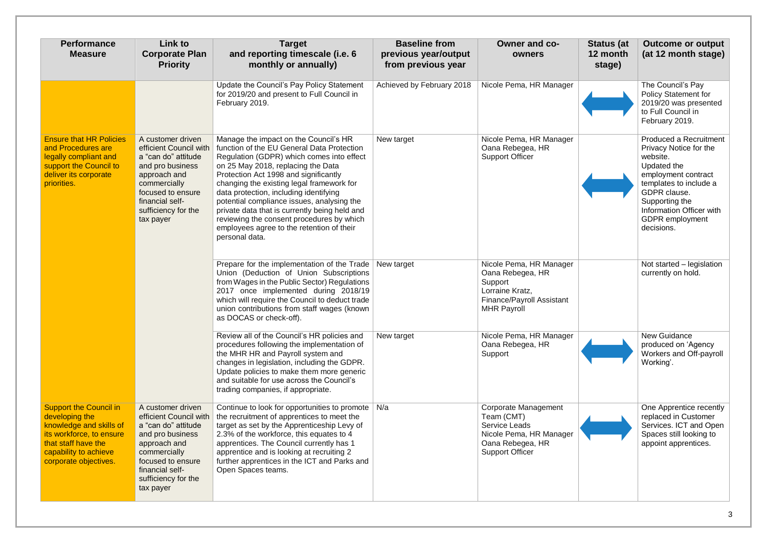| Performance Measure | Link to Corporate Plan Priority | Target and reporting timescale (i.e. 6 monthly or annually) | Baseline from previous year/output from previous year | Owner and co-owners | Status (at 12 month stage) | Outcome or output (at 12 month stage) |
|---|---|---|---|---|---|---|
| | | Update the Council's Pay Policy Statement for 2019/20 and present to Full Council in February 2019. | Achieved by February 2018 | Nicole Pema, HR Manager | | The Council's Pay Policy Statement for 2019/20 was presented to Full Council in February 2019. |
| Ensure that HR Policies and Procedures are legally compliant and support the Council to deliver its corporate priorities. | A customer driven efficient Council with a "can do" attitude and pro business approach and commercially focused to ensure financial self-sufficiency for the tax payer | Manage the impact on the Council's HR function of the EU General Data Protection Regulation (GDPR) which comes into effect on 25 May 2018, replacing the Data Protection Act 1998 and significantly changing the existing legal framework for data protection, including identifying potential compliance issues, analysing the private data that is currently being held and reviewing the consent procedures by which employees agree to the retention of their personal data. | New target | Nicole Pema, HR Manager<br>Oana Rebegea, HR Support Officer | | Produced a Recruitment Privacy Notice for the website.<br>Updated the employment contract templates to include a GDPR clause.<br>Supporting the Information Officer with GDPR employment decisions. |
| | | Prepare for the implementation of the Trade Union (Deduction of Union Subscriptions from Wages in the Public Sector) Regulations 2017 once implemented during 2018/19 which will require the Council to deduct trade union contributions from staff wages (known as DOCAS or check-off). | New target | Nicole Pema, HR Manager<br>Oana Rebegea, HR Support<br>Lorraine Kratz, Finance/Payroll Assistant<br>MHR Payroll | | Not started – legislation currently on hold. |
| | | Review all of the Council's HR policies and procedures following the implementation of the MHR HR and Payroll system and changes in legislation, including the GDPR. Update policies to make them more generic and suitable for use across the Council's trading companies, if appropriate. | New target | Nicole Pema, HR Manager<br>Oana Rebegea, HR Support | | New Guidance produced on 'Agency Workers and Off-payroll Working'. |
| Support the Council in developing the knowledge and skills of its workforce, to ensure that staff have the capability to achieve corporate objectives. | A customer driven efficient Council with a "can do" attitude and pro business approach and commercially focused to ensure financial self-sufficiency for the tax payer | Continue to look for opportunities to promote the recruitment of apprentices to meet the target as set by the Apprenticeship Levy of 2.3% of the workforce, this equates to 4 apprentices. The Council currently has 1 apprentice and is looking at recruiting 2 further apprentices in the ICT and Parks and Open Spaces teams. | N/a | Corporate Management Team (CMT)<br>Service Leads<br>Nicole Pema, HR Manager<br>Oana Rebegea, HR Support Officer | | One Apprentice recently replaced in Customer Services. ICT and Open Spaces still looking to appoint apprentices. |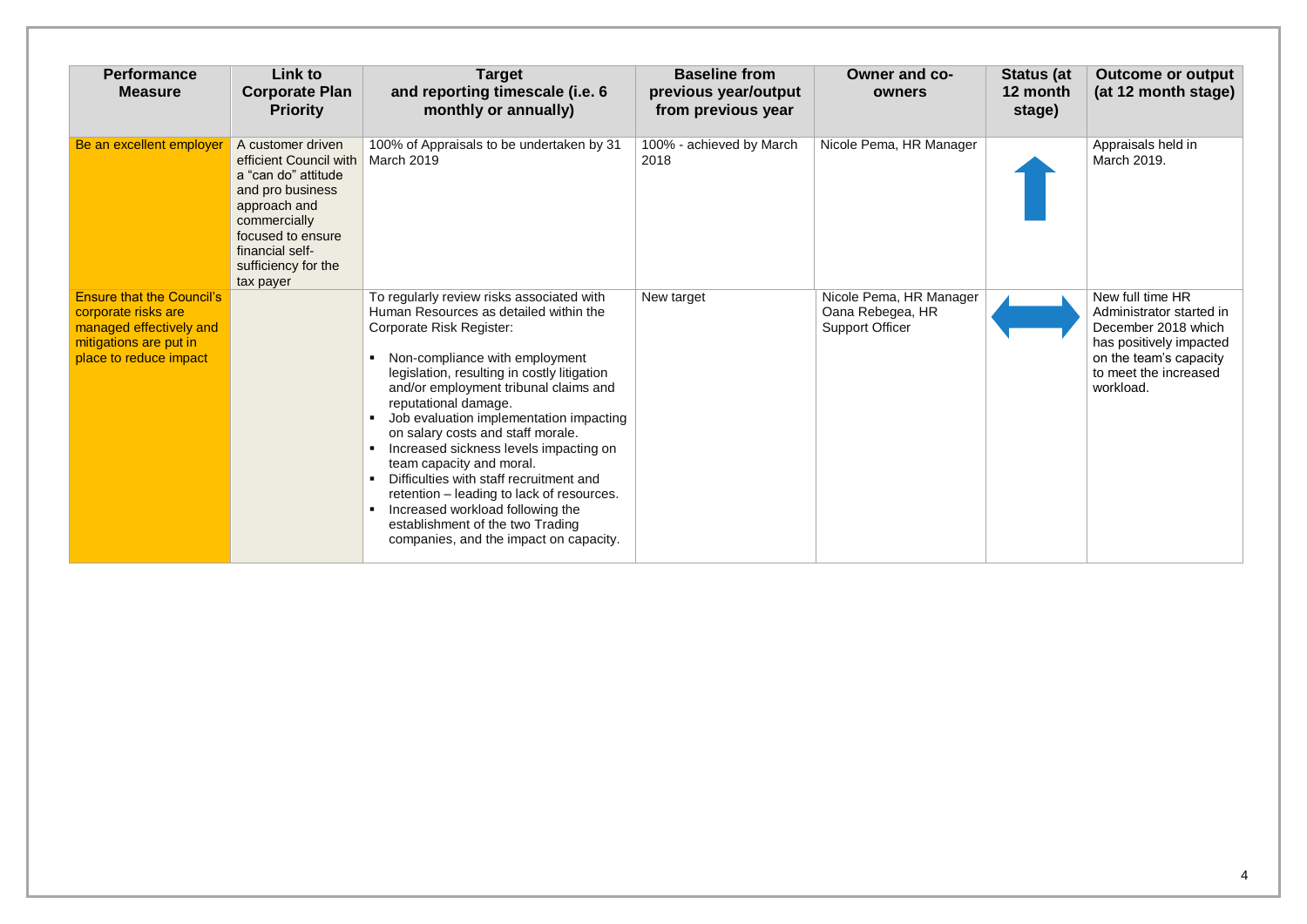| Performance Measure | Link to Corporate Plan Priority | Target and reporting timescale (i.e. 6 monthly or annually) | Baseline from previous year/output from previous year | Owner and co-owners | Status (at 12 month stage) | Outcome or output (at 12 month stage) |
|---|---|---|---|---|---|---|
| Be an excellent employer | A customer driven efficient Council with a "can do" attitude and pro business approach and commercially focused to ensure financial self-sufficiency for the tax payer | 100% of Appraisals to be undertaken by 31 March 2019 | 100% - achieved by March 2018 | Nicole Pema, HR Manager | | Appraisals held in March 2019. |
| Ensure that the Council's corporate risks are managed effectively and mitigations are put in place to reduce impact | | To regularly review risks associated with Human Resources as detailed within the Corporate Risk Register:<br>▪ Non-compliance with employment legislation, resulting in costly litigation and/or employment tribunal claims and reputational damage.<br>▪ Job evaluation implementation impacting on salary costs and staff morale.<br>▪ Increased sickness levels impacting on team capacity and moral.<br>▪ Difficulties with staff recruitment and retention – leading to lack of resources.<br>▪ Increased workload following the establishment of the two Trading companies, and the impact on capacity. | New target | Nicole Pema, HR Manager<br>Oana Rebegea, HR Support Officer | | New full time HR Administrator started in December 2018 which has positively impacted on the team's capacity to meet the increased workload. |